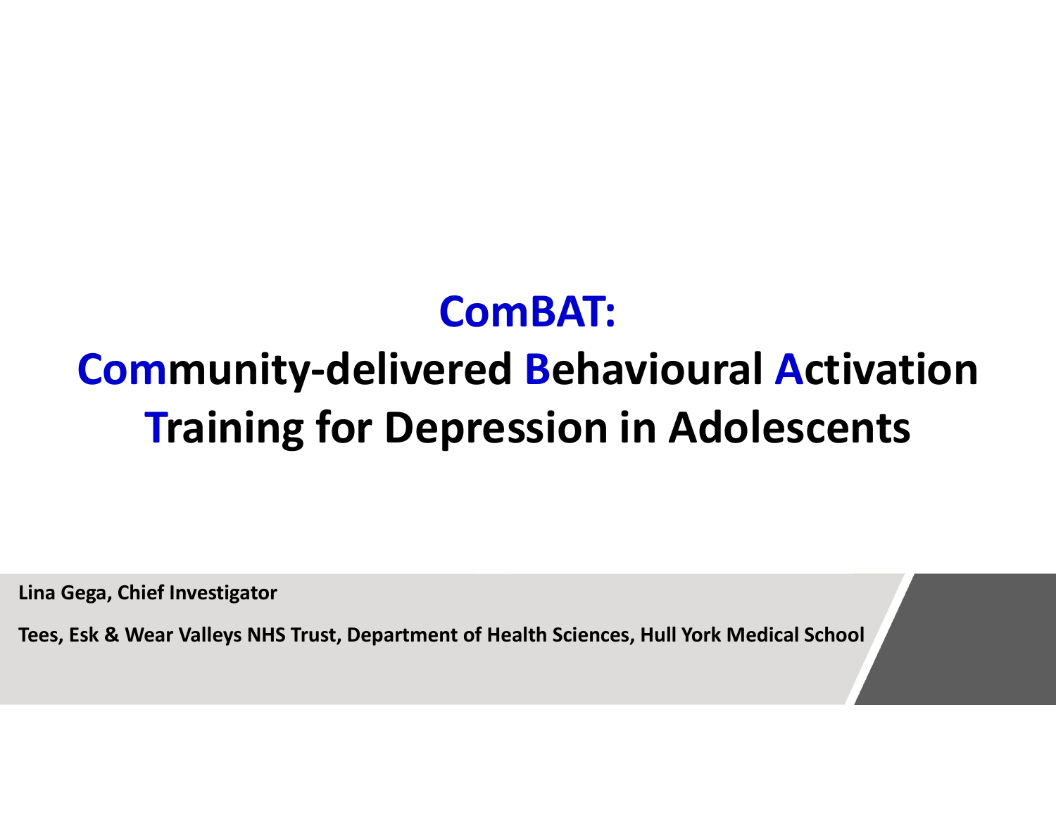# ComBAT:

# Community-delivered Behavioural Activation Training for Depression in Adolescents

**Lina Gega, Chief Investigator**

**Tees, Esk & Wear Valleys NHS Trust, Department of Health Sciences, Hull York Medical School**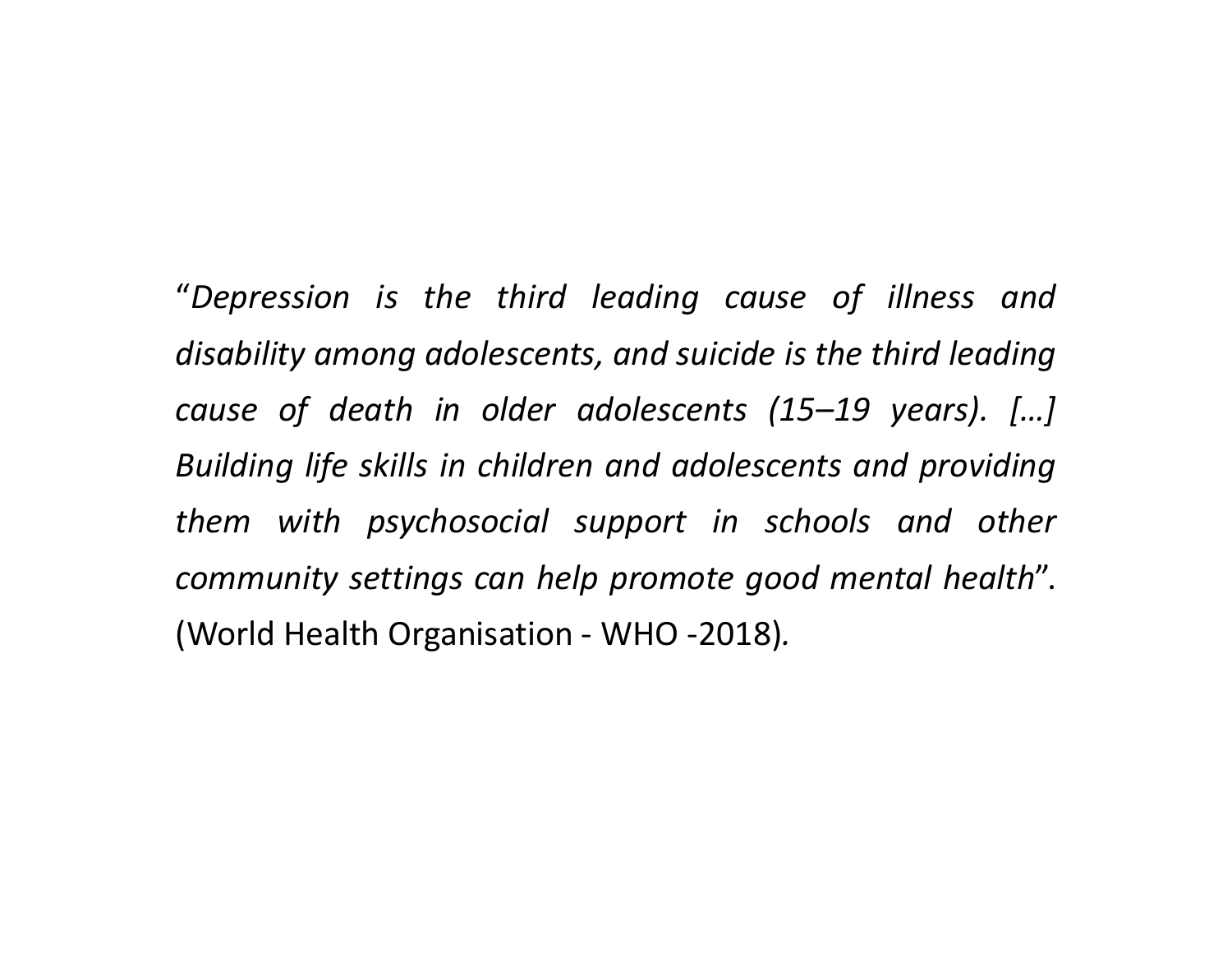"*Depression is the third leading cause of illness and disability among adolescents, and suicide is the third leading cause of death in older adolescents (15–19 years). […] Building life skills in children and adolescents and providing them with psychosocial support in schools and other community settings can help promote good mental health*". (World Health Organisation - WHO -2018).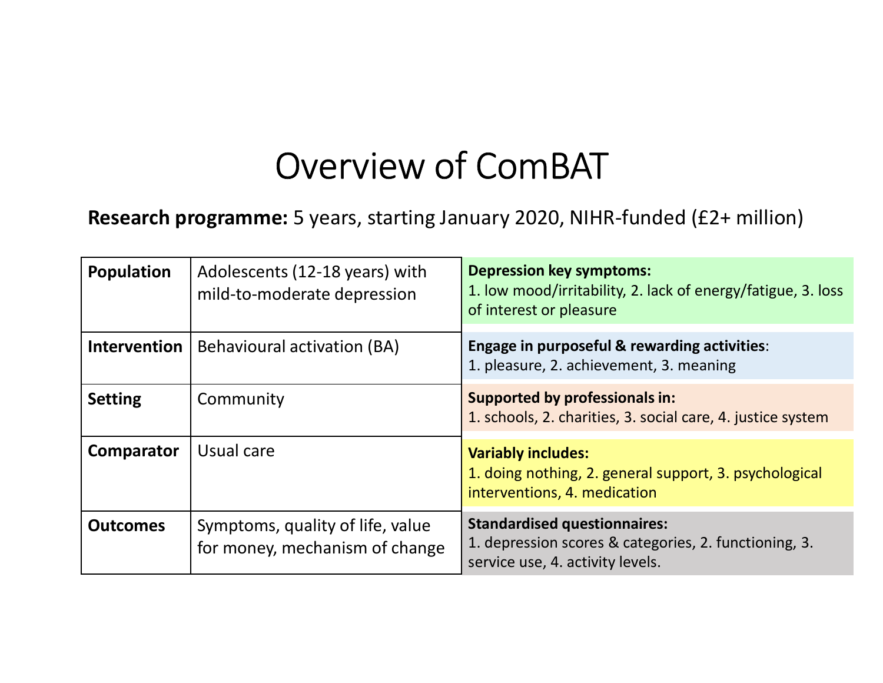# Overview of ComBAT

**Research programme:** 5 years, starting January 2020, NIHR-funded (£2+ million)

| | | |
|---|---|---|
| **Population** | Adolescents (12-18 years) with mild-to-moderate depression | **Depression key symptoms:** 1. low mood/irritability, 2. lack of energy/fatigue, 3. loss of interest or pleasure |
| **Intervention** | Behavioural activation (BA) | **Engage in purposeful & rewarding activities**: 1. pleasure, 2. achievement, 3. meaning |
| **Setting** | Community | **Supported by professionals in:** 1. schools, 2. charities, 3. social care, 4. justice system |
| **Comparator** | Usual care | **Variably includes:** 1. doing nothing, 2. general support, 3. psychological interventions, 4. medication |
| **Outcomes** | Symptoms, quality of life, value for money, mechanism of change | **Standardised questionnaires:** 1. depression scores & categories, 2. functioning, 3. service use, 4. activity levels. |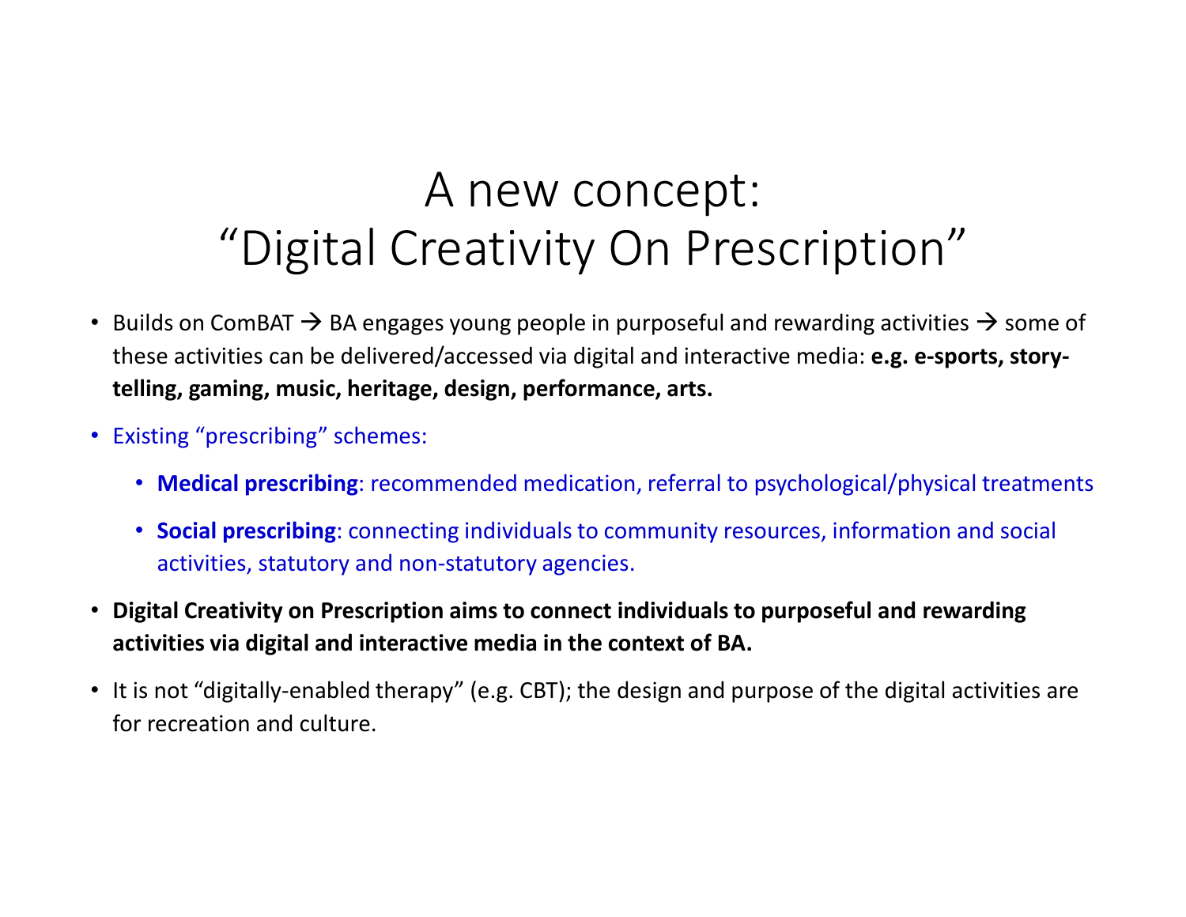# A new concept: "Digital Creativity On Prescription"

- Builds on ComBAT → BA engages young people in purposeful and rewarding activities → some of these activities can be delivered/accessed via digital and interactive media: **e.g. e-sports, story-telling, gaming, music, heritage, design, performance, arts.**
- Existing "prescribing" schemes:
  - **Medical prescribing**: recommended medication, referral to psychological/physical treatments
  - **Social prescribing**: connecting individuals to community resources, information and social activities, statutory and non-statutory agencies.
- **Digital Creativity on Prescription aims to connect individuals to purposeful and rewarding activities via digital and interactive media in the context of BA.**
- It is not "digitally-enabled therapy" (e.g. CBT); the design and purpose of the digital activities are for recreation and culture.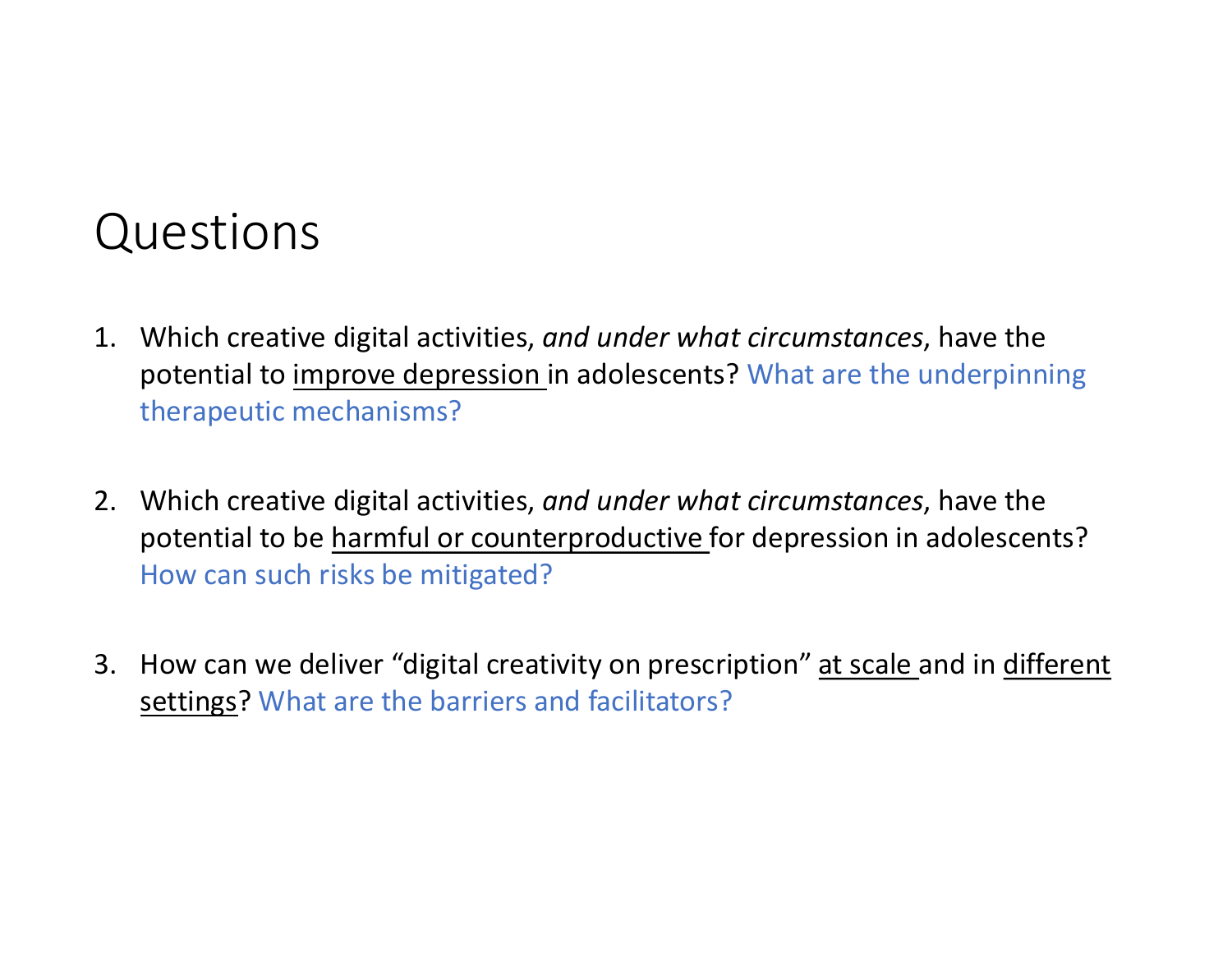# Questions

1. Which creative digital activities, *and under what circumstances*, have the potential to <u>improve depression</u> in adolescents? What are the underpinning therapeutic mechanisms?

2. Which creative digital activities, *and under what circumstances*, have the potential to be <u>harmful or counterproductive</u> for depression in adolescents? How can such risks be mitigated?

3. How can we deliver "digital creativity on prescription" <u>at scale</u> and in <u>different settings</u>? What are the barriers and facilitators?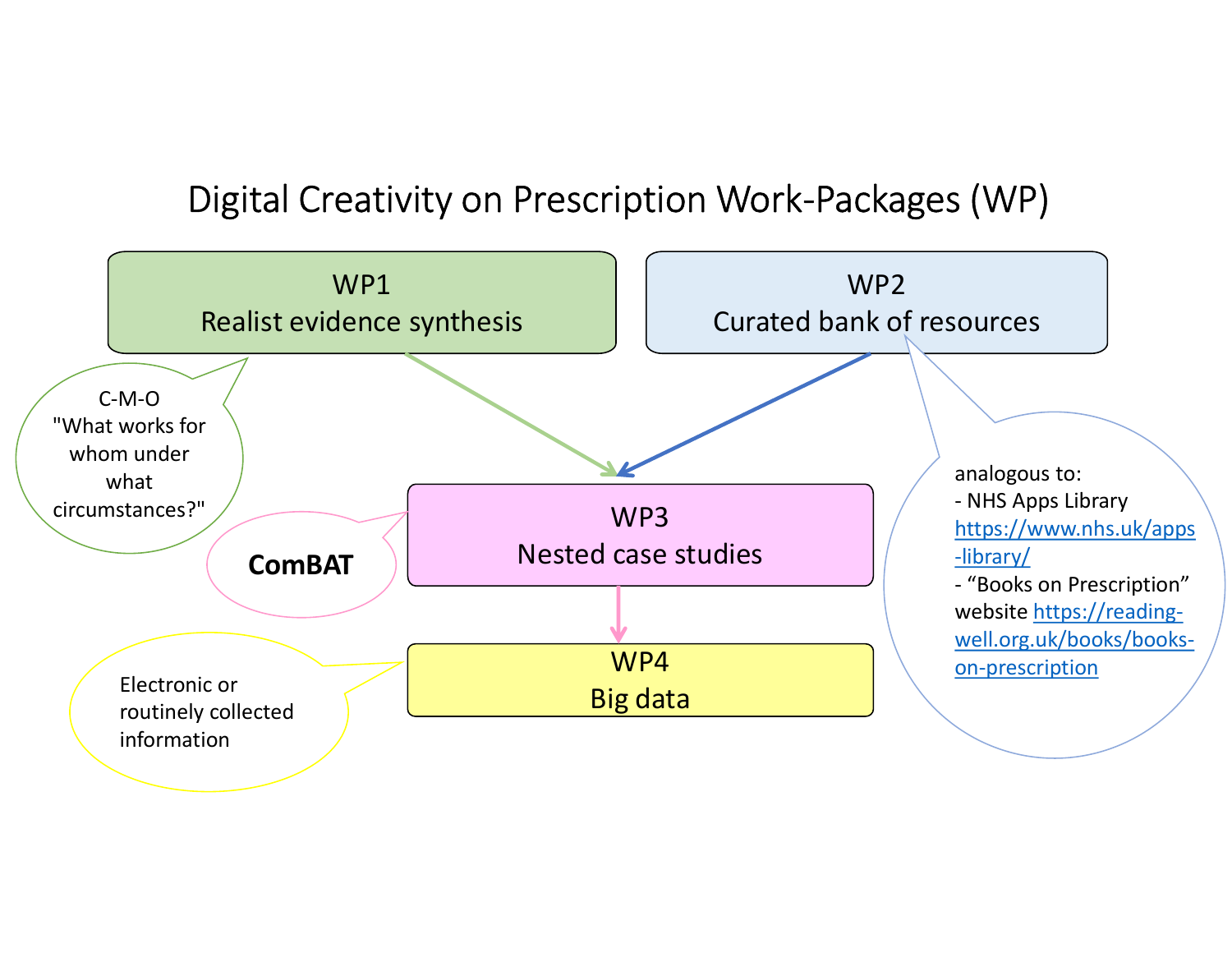# Digital Creativity on Prescription Work-Packages (WP)

**WP1**
Realist evidence synthesis

C-M-O
"What works for whom under what circumstances?"

**WP2**
Curated bank of resources

analogous to:
- NHS Apps Library https://www.nhs.uk/apps-library/
- "Books on Prescription" website https://reading-well.org.uk/books/books-on-prescription

**WP3**
Nested case studies

**ComBAT**

**WP4**
Big data

Electronic or routinely collected information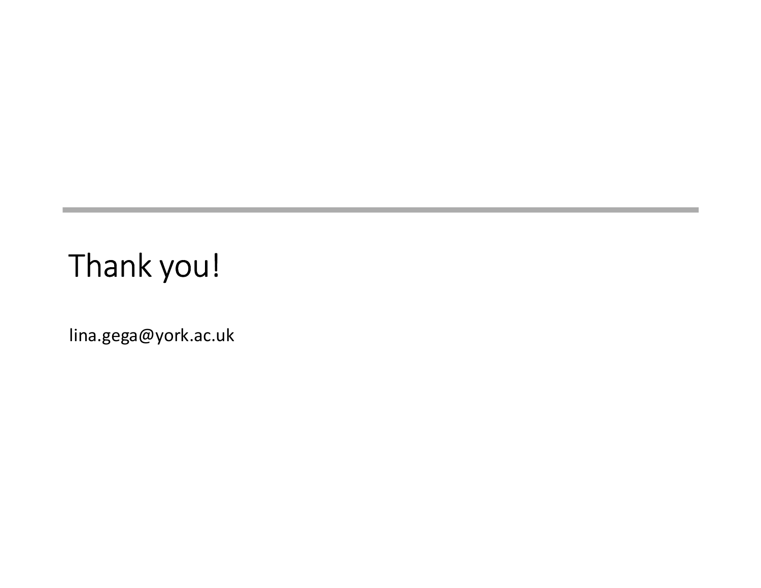# Thank you!

lina.gega@york.ac.uk